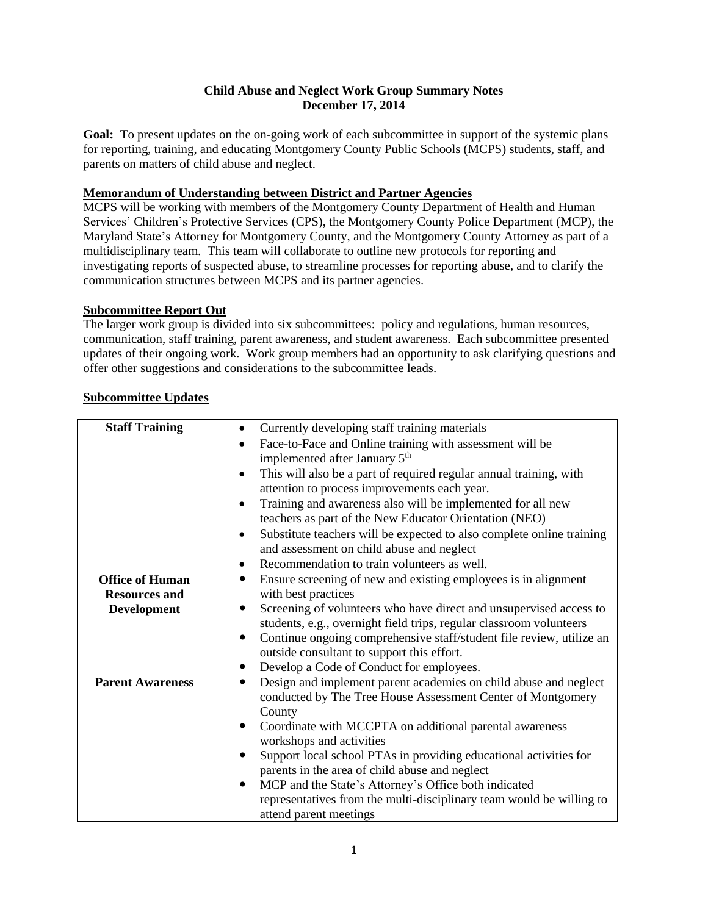# Child Abuse and Neglect Work Group Summary Notes
## December 17, 2014

**Goal:** To present updates on the on-going work of each subcommittee in support of the systemic plans for reporting, training, and educating Montgomery County Public Schools (MCPS) students, staff, and parents on matters of child abuse and neglect.

### Memorandum of Understanding between District and Partner Agencies

MCPS will be working with members of the Montgomery County Department of Health and Human Services' Children's Protective Services (CPS), the Montgomery County Police Department (MCP), the Maryland State's Attorney for Montgomery County, and the Montgomery County Attorney as part of a multidisciplinary team. This team will collaborate to outline new protocols for reporting and investigating reports of suspected abuse, to streamline processes for reporting abuse, and to clarify the communication structures between MCPS and its partner agencies.

### Subcommittee Report Out

The larger work group is divided into six subcommittees: policy and regulations, human resources, communication, staff training, parent awareness, and student awareness. Each subcommittee presented updates of their ongoing work. Work group members had an opportunity to ask clarifying questions and offer other suggestions and considerations to the subcommittee leads.

### Subcommittee Updates

| | |
|---|---|
| **Staff Training** | • Currently developing staff training materials<br>• Face-to-Face and Online training with assessment will be implemented after January 5th<br>• This will also be a part of required regular annual training, with attention to process improvements each year.<br>• Training and awareness also will be implemented for all new teachers as part of the New Educator Orientation (NEO)<br>• Substitute teachers will be expected to also complete online training and assessment on child abuse and neglect<br>• Recommendation to train volunteers as well. |
| **Office of Human Resources and Development** | • Ensure screening of new and existing employees is in alignment with best practices<br>• Screening of volunteers who have direct and unsupervised access to students, e.g., overnight field trips, regular classroom volunteers<br>• Continue ongoing comprehensive staff/student file review, utilize an outside consultant to support this effort.<br>• Develop a Code of Conduct for employees. |
| **Parent Awareness** | • Design and implement parent academies on child abuse and neglect conducted by The Tree House Assessment Center of Montgomery County<br>• Coordinate with MCCPTA on additional parental awareness workshops and activities<br>• Support local school PTAs in providing educational activities for parents in the area of child abuse and neglect<br>• MCP and the State's Attorney's Office both indicated representatives from the multi-disciplinary team would be willing to attend parent meetings |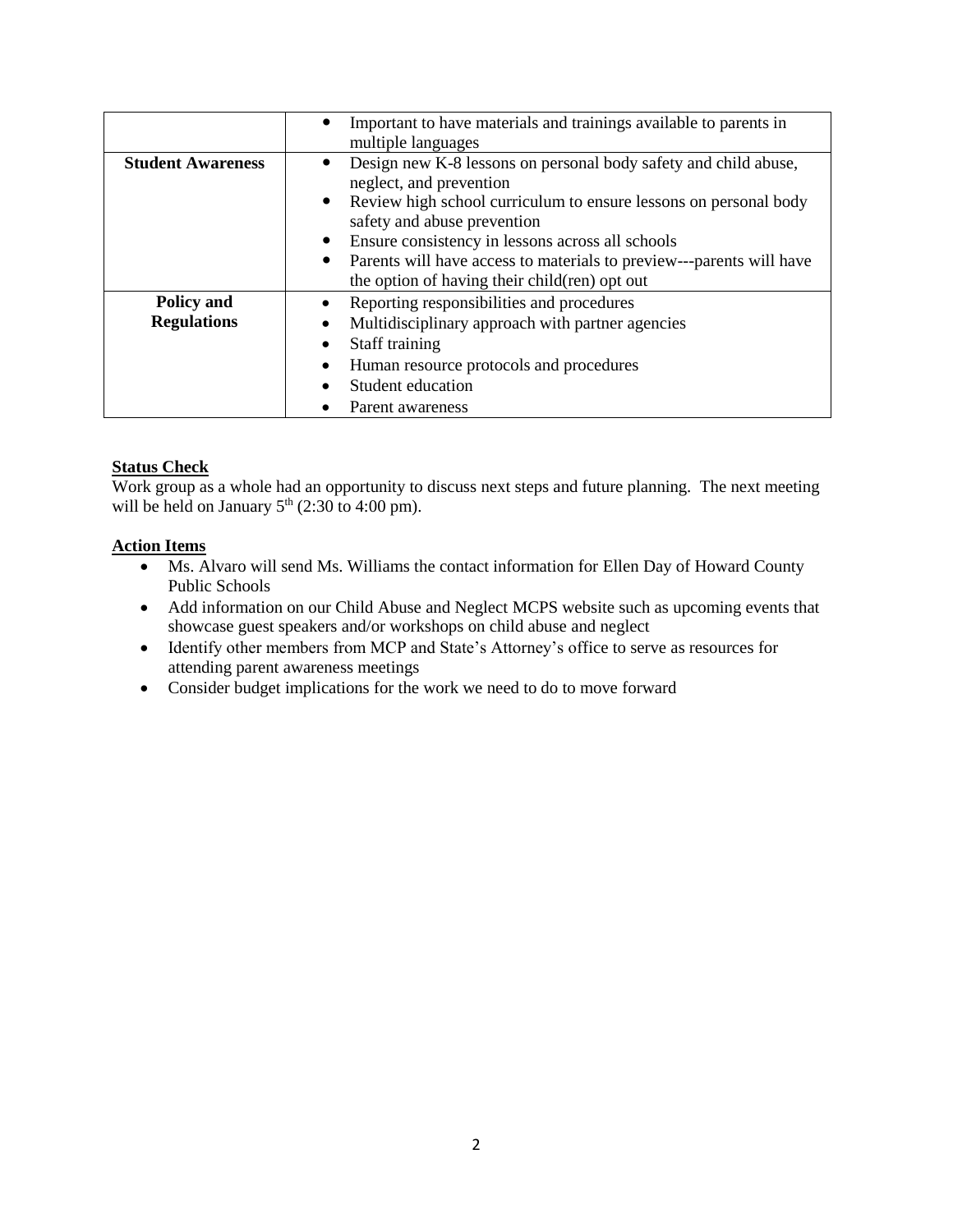| | |
|---|---|
| | • Important to have materials and trainings available to parents in multiple languages |
| **Student Awareness** | • Design new K-8 lessons on personal body safety and child abuse, neglect, and prevention<br>• Review high school curriculum to ensure lessons on personal body safety and abuse prevention<br>• Ensure consistency in lessons across all schools<br>• Parents will have access to materials to preview---parents will have the option of having their child(ren) opt out |
| **Policy and Regulations** | • Reporting responsibilities and procedures<br>• Multidisciplinary approach with partner agencies<br>• Staff training<br>• Human resource protocols and procedures<br>• Student education<br>• Parent awareness |

**Status Check**

Work group as a whole had an opportunity to discuss next steps and future planning. The next meeting will be held on January 5th (2:30 to 4:00 pm).

**Action Items**

- Ms. Alvaro will send Ms. Williams the contact information for Ellen Day of Howard County Public Schools
- Add information on our Child Abuse and Neglect MCPS website such as upcoming events that showcase guest speakers and/or workshops on child abuse and neglect
- Identify other members from MCP and State's Attorney's office to serve as resources for attending parent awareness meetings
- Consider budget implications for the work we need to do to move forward